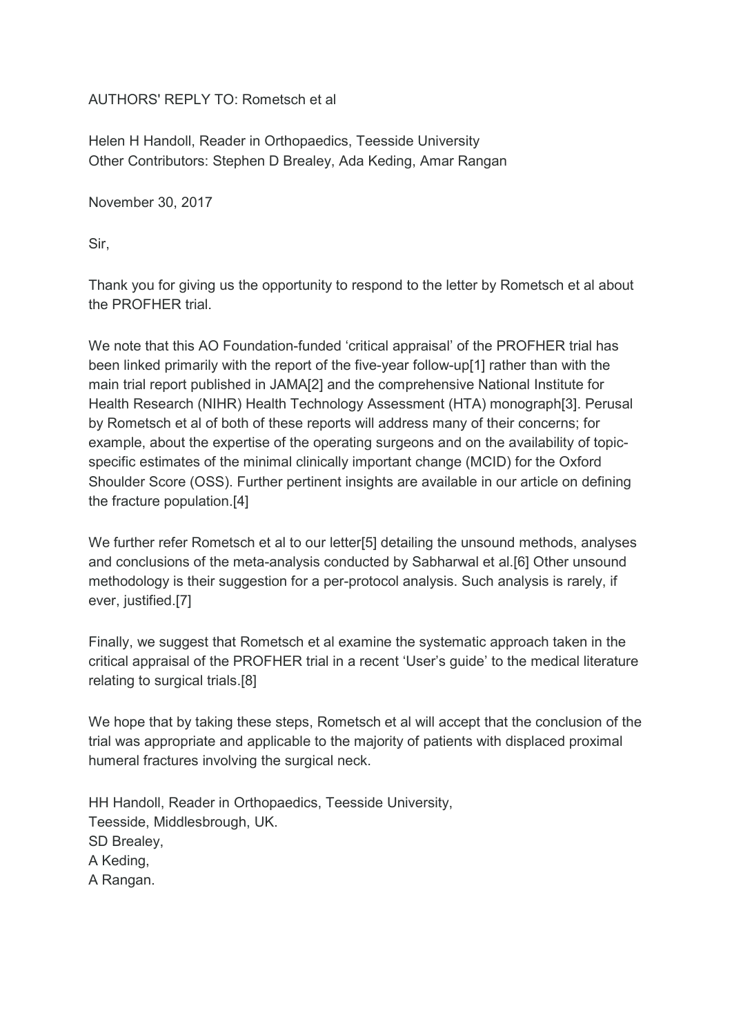AUTHORS' REPLY TO: Rometsch et al

Helen H Handoll, Reader in Orthopaedics, Teesside University
Other Contributors: Stephen D Brealey, Ada Keding, Amar Rangan

November 30, 2017

Sir,

Thank you for giving us the opportunity to respond to the letter by Rometsch et al about the PROFHER trial.

We note that this AO Foundation-funded 'critical appraisal' of the PROFHER trial has been linked primarily with the report of the five-year follow-up[1] rather than with the main trial report published in JAMA[2] and the comprehensive National Institute for Health Research (NIHR) Health Technology Assessment (HTA) monograph[3]. Perusal by Rometsch et al of both of these reports will address many of their concerns; for example, about the expertise of the operating surgeons and on the availability of topic-specific estimates of the minimal clinically important change (MCID) for the Oxford Shoulder Score (OSS). Further pertinent insights are available in our article on defining the fracture population.[4]

We further refer Rometsch et al to our letter[5] detailing the unsound methods, analyses and conclusions of the meta-analysis conducted by Sabharwal et al.[6] Other unsound methodology is their suggestion for a per-protocol analysis. Such analysis is rarely, if ever, justified.[7]

Finally, we suggest that Rometsch et al examine the systematic approach taken in the critical appraisal of the PROFHER trial in a recent 'User's guide' to the medical literature relating to surgical trials.[8]

We hope that by taking these steps, Rometsch et al will accept that the conclusion of the trial was appropriate and applicable to the majority of patients with displaced proximal humeral fractures involving the surgical neck.

HH Handoll, Reader in Orthopaedics, Teesside University,
Teesside, Middlesbrough, UK.
SD Brealey,
A Keding,
A Rangan.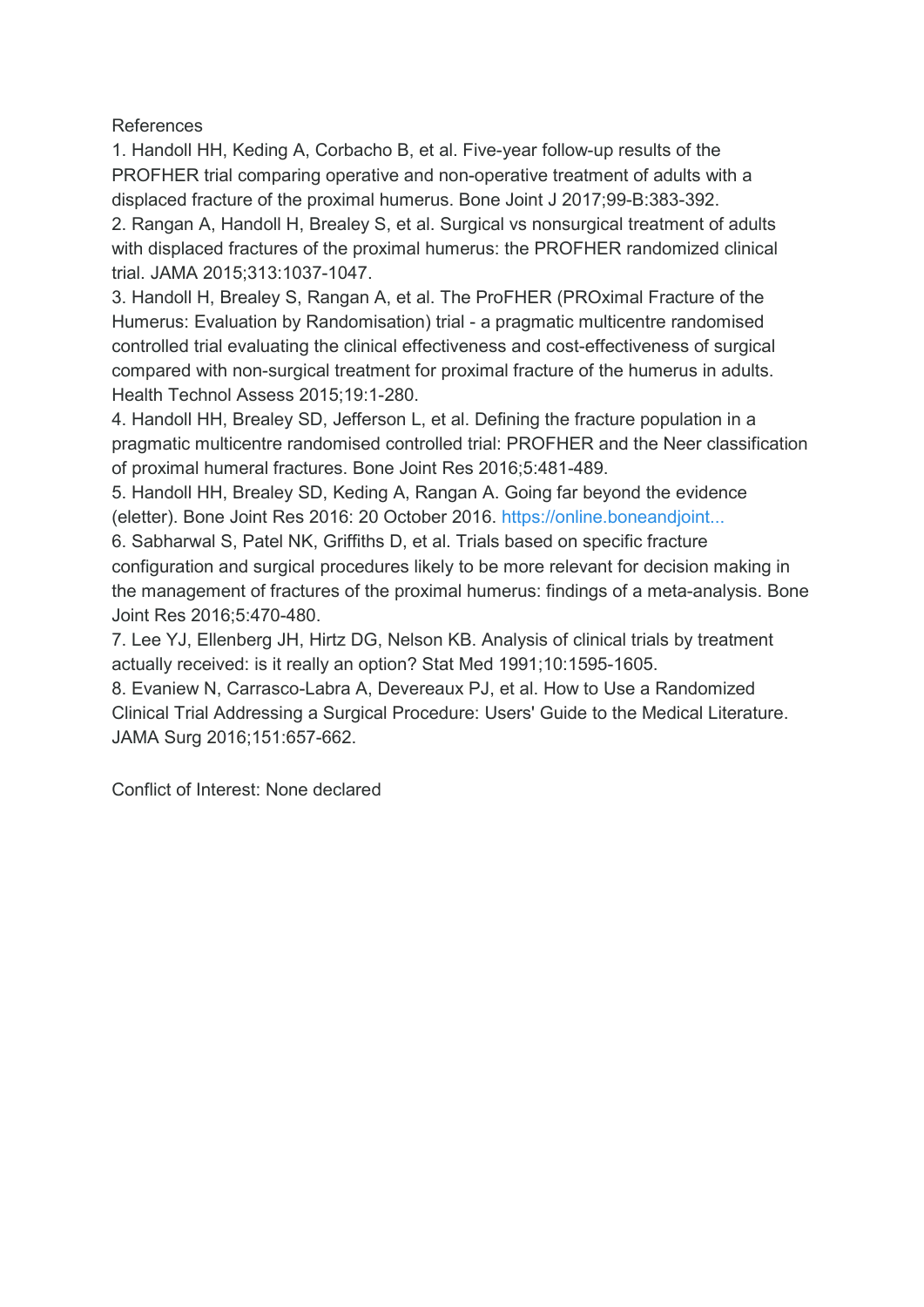References

1. Handoll HH, Keding A, Corbacho B, et al. Five-year follow-up results of the PROFHER trial comparing operative and non-operative treatment of adults with a displaced fracture of the proximal humerus. Bone Joint J 2017;99-B:383-392.
2. Rangan A, Handoll H, Brealey S, et al. Surgical vs nonsurgical treatment of adults with displaced fractures of the proximal humerus: the PROFHER randomized clinical trial. JAMA 2015;313:1037-1047.
3. Handoll H, Brealey S, Rangan A, et al. The ProFHER (PROximal Fracture of the Humerus: Evaluation by Randomisation) trial - a pragmatic multicentre randomised controlled trial evaluating the clinical effectiveness and cost-effectiveness of surgical compared with non-surgical treatment for proximal fracture of the humerus in adults. Health Technol Assess 2015;19:1-280.
4. Handoll HH, Brealey SD, Jefferson L, et al. Defining the fracture population in a pragmatic multicentre randomised controlled trial: PROFHER and the Neer classification of proximal humeral fractures. Bone Joint Res 2016;5:481-489.
5. Handoll HH, Brealey SD, Keding A, Rangan A. Going far beyond the evidence (eletter). Bone Joint Res 2016: 20 October 2016. https://online.boneandjoint...
6. Sabharwal S, Patel NK, Griffiths D, et al. Trials based on specific fracture configuration and surgical procedures likely to be more relevant for decision making in the management of fractures of the proximal humerus: findings of a meta-analysis. Bone Joint Res 2016;5:470-480.
7. Lee YJ, Ellenberg JH, Hirtz DG, Nelson KB. Analysis of clinical trials by treatment actually received: is it really an option? Stat Med 1991;10:1595-1605.
8. Evaniew N, Carrasco-Labra A, Devereaux PJ, et al. How to Use a Randomized Clinical Trial Addressing a Surgical Procedure: Users' Guide to the Medical Literature. JAMA Surg 2016;151:657-662.

Conflict of Interest: None declared